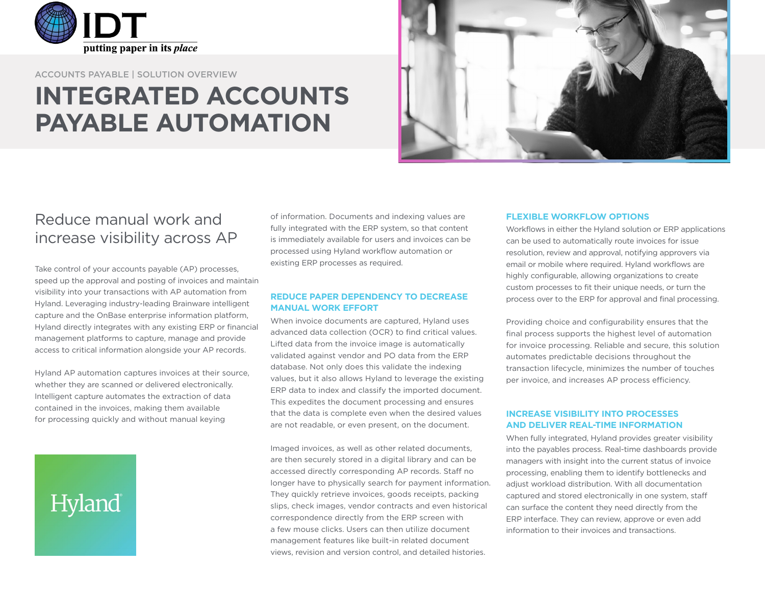IDT

putting paper in its *place*

ACCOUNTS PAYABLE | SOLUTION OVERVIEW

# INTEGRATED ACCOUNTS PAYABLE AUTOMATION

## Reduce manual work and increase visibility across AP

Take control of your accounts payable (AP) processes, speed up the approval and posting of invoices and maintain visibility into your transactions with AP automation from Hyland. Leveraging industry-leading Brainware intelligent capture and the OnBase enterprise information platform, Hyland directly integrates with any existing ERP or financial management platforms to capture, manage and provide access to critical information alongside your AP records.

Hyland AP automation captures invoices at their source, whether they are scanned or delivered electronically. Intelligent capture automates the extraction of data contained in the invoices, making them available for processing quickly and without manual keying of information. Documents and indexing values are fully integrated with the ERP system, so that content is immediately available for users and invoices can be processed using Hyland workflow automation or existing ERP processes as required.

Hyland

### REDUCE PAPER DEPENDENCY TO DECREASE MANUAL WORK EFFORT

When invoice documents are captured, Hyland uses advanced data collection (OCR) to find critical values. Lifted data from the invoice image is automatically validated against vendor and PO data from the ERP database. Not only does this validate the indexing values, but it also allows Hyland to leverage the existing ERP data to index and classify the imported document. This expedites the document processing and ensures that the data is complete even when the desired values are not readable, or even present, on the document.

Imaged invoices, as well as other related documents, are then securely stored in a digital library and can be accessed directly corresponding AP records. Staff no longer have to physically search for payment information. They quickly retrieve invoices, goods receipts, packing slips, check images, vendor contracts and even historical correspondence directly from the ERP screen with a few mouse clicks. Users can then utilize document management features like built-in related document views, revision and version control, and detailed histories.

### FLEXIBLE WORKFLOW OPTIONS

Workflows in either the Hyland solution or ERP applications can be used to automatically route invoices for issue resolution, review and approval, notifying approvers via email or mobile where required. Hyland workflows are highly configurable, allowing organizations to create custom processes to fit their unique needs, or turn the process over to the ERP for approval and final processing.

Providing choice and configurability ensures that the final process supports the highest level of automation for invoice processing. Reliable and secure, this solution automates predictable decisions throughout the transaction lifecycle, minimizes the number of touches per invoice, and increases AP process efficiency.

### INCREASE VISIBILITY INTO PROCESSES AND DELIVER REAL-TIME INFORMATION

When fully integrated, Hyland provides greater visibility into the payables process. Real-time dashboards provide managers with insight into the current status of invoice processing, enabling them to identify bottlenecks and adjust workload distribution. With all documentation captured and stored electronically in one system, staff can surface the content they need directly from the ERP interface. They can review, approve or even add information to their invoices and transactions.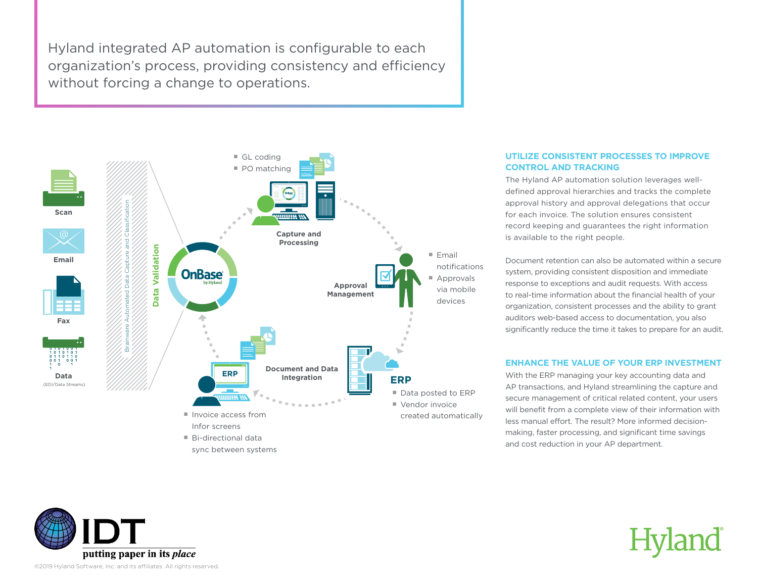Hyland integrated AP automation is configurable to each organization's process, providing consistency and efficiency without forcing a change to operations.

Scan

Email

Fax

Data

(EDI/Data Streams)

Brainware Automated Data Capture and Classification

Data Validation

OnBase by Hyland

- GL coding
- PO matching

Capture and Processing

Approval Management

- Email notifications
- Approvals via mobile devices

ERP

- Data posted to ERP
- Vendor invoice created automatically

Document and Data Integration

ERP

- Invoice access from Infor screens
- Bi-directional data sync between systems

## UTILIZE CONSISTENT PROCESSES TO IMPROVE CONTROL AND TRACKING

The Hyland AP automation solution leverages well-defined approval hierarchies and tracks the complete approval history and approval delegations that occur for each invoice. The solution ensures consistent record keeping and guarantees the right information is available to the right people.

Document retention can also be automated within a secure system, providing consistent disposition and immediate response to exceptions and audit requests. With access to real-time information about the financial health of your organization, consistent processes and the ability to grant auditors web-based access to documentation, you also significantly reduce the time it takes to prepare for an audit.

## ENHANCE THE VALUE OF YOUR ERP INVESTMENT

With the ERP managing your key accounting data and AP transactions, and Hyland streamlining the capture and secure management of critical related content, your users will benefit from a complete view of their information with less manual effort. The result? More informed decision-making, faster processing, and significant time savings and cost reduction in your AP department.

IDT

putting paper in its *place*

Hyland

©2019 Hyland Software, Inc. and its affiliates. All rights reserved.